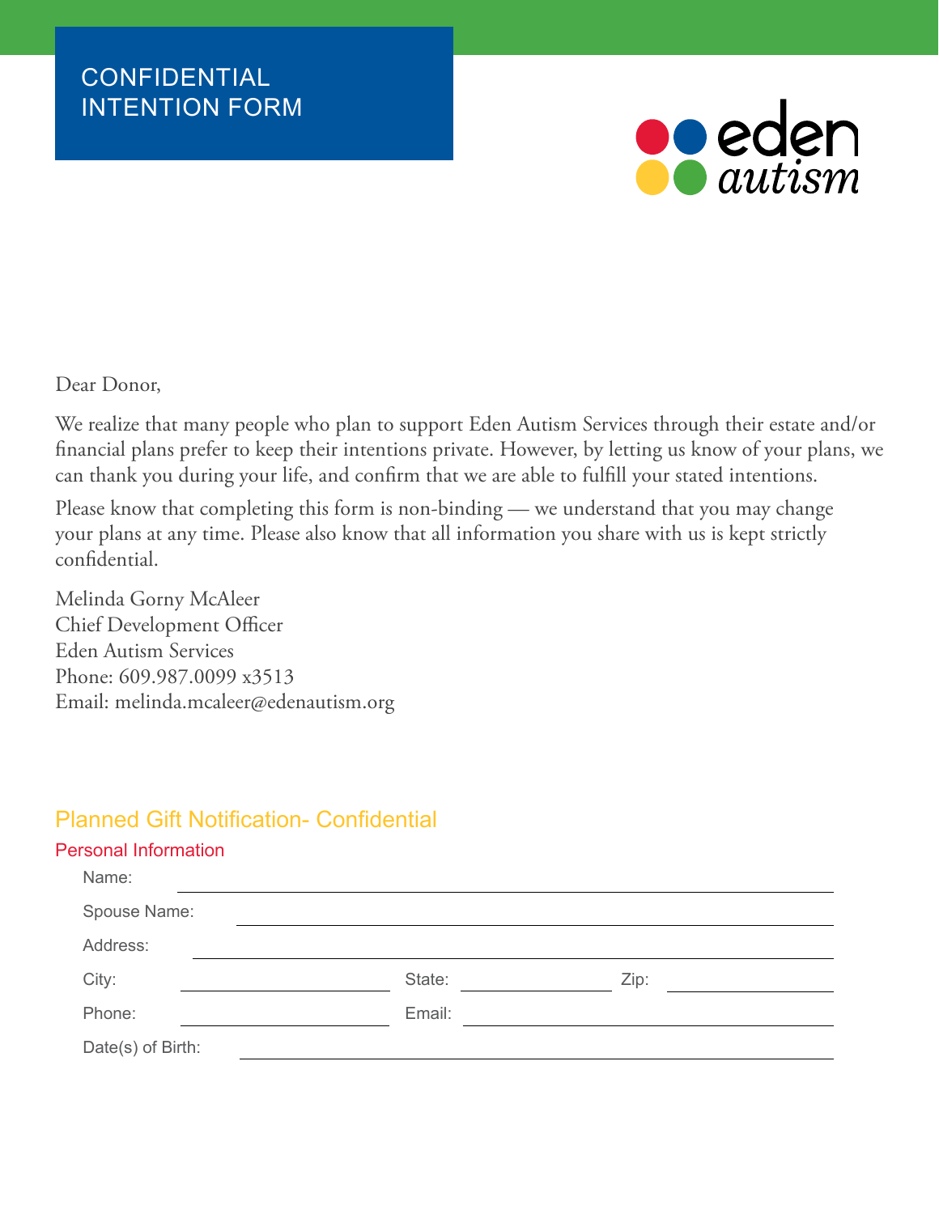# CONFIDENTIAL INTENTION FORM

eden autism

Dear Donor,

We realize that many people who plan to support Eden Autism Services through their estate and/or financial plans prefer to keep their intentions private. However, by letting us know of your plans, we can thank you during your life, and confirm that we are able to fulfill your stated intentions.

Please know that completing this form is non-binding — we understand that you may change your plans at any time. Please also know that all information you share with us is kept strictly confidential.

Melinda Gorny McAleer  
Chief Development Officer  
Eden Autism Services  
Phone: 609.987.0099 x3513  
Email: melinda.mcaleer@edenautism.org

## Planned Gift Notification- Confidential

### Personal Information

Name: ______________________________

Spouse Name: ______________________________

Address: ______________________________

City: ______________ State: ______________ Zip: ______________

Phone: ______________ Email: ______________

Date(s) of Birth: ______________________________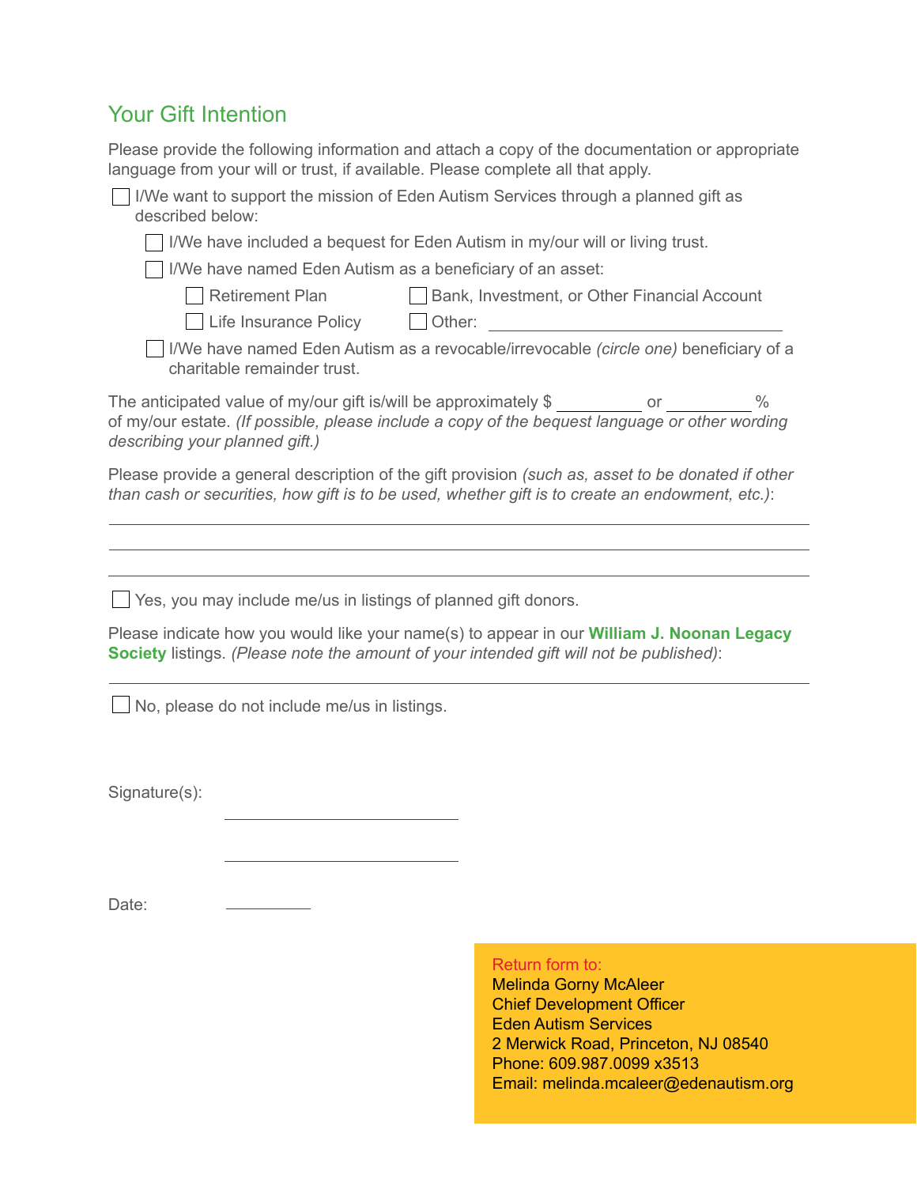## Your Gift Intention

Please provide the following information and attach a copy of the documentation or appropriate language from your will or trust, if available. Please complete all that apply.

- ☐ I/We want to support the mission of Eden Autism Services through a planned gift as described below:
  - ☐ I/We have included a bequest for Eden Autism in my/our will or living trust.
  - ☐ I/We have named Eden Autism as a beneficiary of an asset:
    - ☐ Retirement Plan
    - ☐ Bank, Investment, or Other Financial Account
    - ☐ Life Insurance Policy
    - ☐ Other: ______________________________
  - ☐ I/We have named Eden Autism as a revocable/irrevocable *(circle one)* beneficiary of a charitable remainder trust.

The anticipated value of my/our gift is/will be approximately $ _________ or _________ % of my/our estate. *(If possible, please include a copy of the bequest language or other wording describing your planned gift.)*

Please provide a general description of the gift provision *(such as, asset to be donated if other than cash or securities, how gift is to be used, whether gift is to create an endowment, etc.)*:

______________________________________________________________

______________________________________________________________

______________________________________________________________

☐ Yes, you may include me/us in listings of planned gift donors.

Please indicate how you would like your name(s) to appear in our **William J. Noonan Legacy Society** listings. *(Please note the amount of your intended gift will not be published)*:

______________________________________________________________

☐ No, please do not include me/us in listings.

Signature(s): ______________________________

______________________________

Date: __________

**Return form to:**
Melinda Gorny McAleer
Chief Development Officer
Eden Autism Services
2 Merwick Road, Princeton, NJ 08540
Phone: 609.987.0099 x3513
Email: melinda.mcaleer@edenautism.org